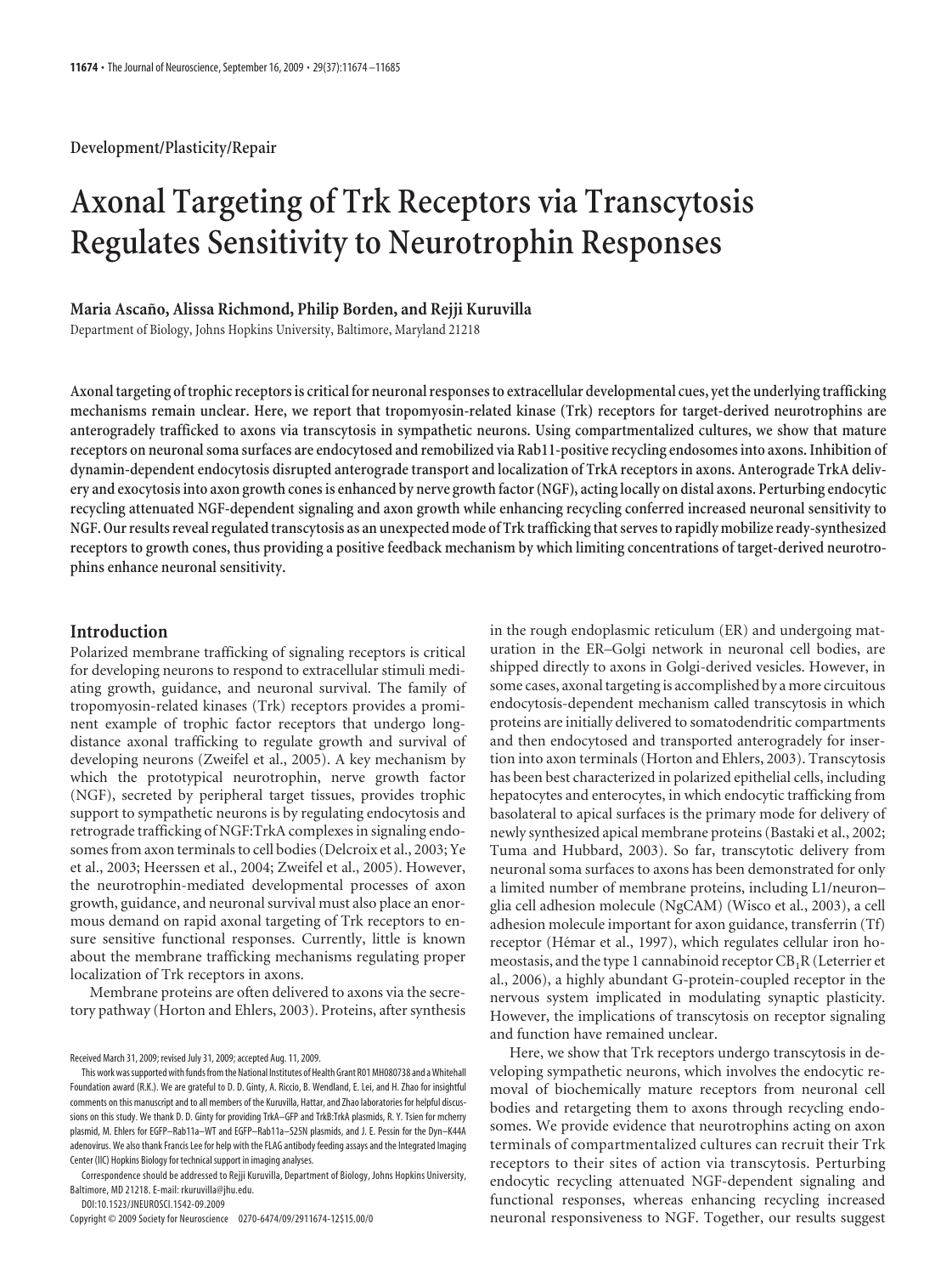Development/Plasticity/Repair

# Axonal Targeting of Trk Receptors via Transcytosis Regulates Sensitivity to Neurotrophin Responses

**Maria Ascaño, Alissa Richmond, Philip Borden, and Rejji Kuruvilla**

Department of Biology, Johns Hopkins University, Baltimore, Maryland 21218

**Axonal targeting of trophic receptors is critical for neuronal responses to extracellular developmental cues, yet the underlying trafficking mechanisms remain unclear. Here, we report that tropomyosin-related kinase (Trk) receptors for target-derived neurotrophins are anterogradely trafficked to axons via transcytosis in sympathetic neurons. Using compartmentalized cultures, we show that mature receptors on neuronal soma surfaces are endocytosed and remobilized via Rab11-positive recycling endosomes into axons. Inhibition of dynamin-dependent endocytosis disrupted anterograde transport and localization of TrkA receptors in axons. Anterograde TrkA delivery and exocytosis into axon growth cones is enhanced by nerve growth factor (NGF), acting locally on distal axons. Perturbing endocytic recycling attenuated NGF-dependent signaling and axon growth while enhancing recycling conferred increased neuronal sensitivity to NGF. Our results reveal regulated transcytosis as an unexpected mode of Trk trafficking that serves to rapidly mobilize ready-synthesized receptors to growth cones, thus providing a positive feedback mechanism by which limiting concentrations of target-derived neurotrophins enhance neuronal sensitivity.**

## Introduction

Polarized membrane trafficking of signaling receptors is critical for developing neurons to respond to extracellular stimuli mediating growth, guidance, and neuronal survival. The family of tropomyosin-related kinases (Trk) receptors provides a prominent example of trophic factor receptors that undergo long-distance axonal trafficking to regulate growth and survival of developing neurons (Zweifel et al., 2005). A key mechanism by which the prototypical neurotrophin, nerve growth factor (NGF), secreted by peripheral target tissues, provides trophic support to sympathetic neurons is by regulating endocytosis and retrograde trafficking of NGF:TrkA complexes in signaling endosomes from axon terminals to cell bodies (Delcroix et al., 2003; Ye et al., 2003; Heerssen et al., 2004; Zweifel et al., 2005). However, the neurotrophin-mediated developmental processes of axon growth, guidance, and neuronal survival must also place an enormous demand on rapid axonal targeting of Trk receptors to ensure sensitive functional responses. Currently, little is known about the membrane trafficking mechanisms regulating proper localization of Trk receptors in axons.

Membrane proteins are often delivered to axons via the secretory pathway (Horton and Ehlers, 2003). Proteins, after synthesis in the rough endoplasmic reticulum (ER) and undergoing maturation in the ER–Golgi network in neuronal cell bodies, are shipped directly to axons in Golgi-derived vesicles. However, in some cases, axonal targeting is accomplished by a more circuitous endocytosis-dependent mechanism called transcytosis in which proteins are initially delivered to somatodendritic compartments and then endocytosed and transported anterogradely for insertion into axon terminals (Horton and Ehlers, 2003). Transcytosis has been best characterized in polarized epithelial cells, including hepatocytes and enterocytes, in which endocytic trafficking from basolateral to apical surfaces is the primary mode for delivery of newly synthesized apical membrane proteins (Bastaki et al., 2002; Tuma and Hubbard, 2003). So far, transcytotic delivery from neuronal soma surfaces to axons has been demonstrated for only a limited number of membrane proteins, including L1/neuron–glia cell adhesion molecule (NgCAM) (Wisco et al., 2003), a cell adhesion molecule important for axon guidance, transferrin (Tf) receptor (Hémar et al., 1997), which regulates cellular iron homeostasis, and the type 1 cannabinoid receptor $CB_1R$ (Leterrier et al., 2006), a highly abundant G-protein-coupled receptor in the nervous system implicated in modulating synaptic plasticity. However, the implications of transcytosis on receptor signaling and function have remained unclear.

Here, we show that Trk receptors undergo transcytosis in developing sympathetic neurons, which involves the endocytic removal of biochemically mature receptors from neuronal cell bodies and retargeting them to axons through recycling endosomes. We provide evidence that neurotrophins acting on axon terminals of compartmentalized cultures can recruit their Trk receptors to their sites of action via transcytosis. Perturbing endocytic recycling attenuated NGF-dependent signaling and functional responses, whereas enhancing recycling increased neuronal responsiveness to NGF. Together, our results suggest

Received March 31, 2009; revised July 31, 2009; accepted Aug. 11, 2009.

This work was supported with funds from the National Institutes of Health Grant R01 MH080738 and a Whitehall Foundation award (R.K.). We are grateful to D. D. Ginty, A. Riccio, B. Wendland, E. Lei, and H. Zhao for insightful comments on this manuscript and to all members of the Kuruvilla, Hattar, and Zhao laboratories for helpful discussions on this study. We thank D. D. Ginty for providing TrkA–GFP and TrkB:TrkA plasmids, R. Y. Tsien for mcherry plasmid, M. Ehlers for EGFP–Rab11a–WT and EGFP–Rab11a–S25N plasmids, and J. E. Pessin for the Dyn–K44A adenovirus. We also thank Francis Lee for help with the FLAG antibody feeding assays and the Integrated Imaging Center (IIC) Hopkins Biology for technical support in imaging analyses.

Correspondence should be addressed to Rejji Kuruvilla, Department of Biology, Johns Hopkins University, Baltimore, MD 21218. E-mail: rkuruvilla@jhu.edu.

DOI:10.1523/JNEUROSCI.1542-09.2009

Copyright © 2009 Society for Neuroscience 0270-6474/09/2911674-12$15.00/0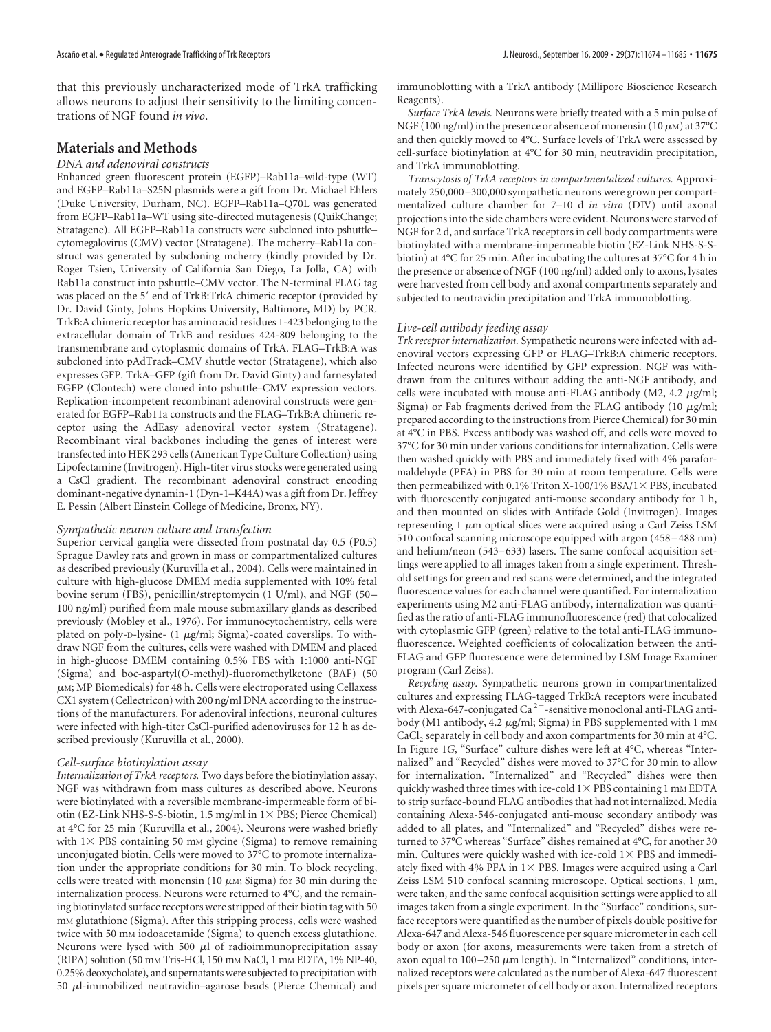that this previously uncharacterized mode of TrkA trafficking allows neurons to adjust their sensitivity to the limiting concentrations of NGF found *in vivo*.

## Materials and Methods

### DNA and adenoviral constructs

Enhanced green fluorescent protein (EGFP)–Rab11a–wild-type (WT) and EGFP–Rab11a–S25N plasmids were a gift from Dr. Michael Ehlers (Duke University, Durham, NC). EGFP–Rab11a–Q70L was generated from EGFP–Rab11a–WT using site-directed mutagenesis (QuikChange; Stratagene). All EGFP–Rab11a constructs were subcloned into pshuttle–cytomegalovirus (CMV) vector (Stratagene). The mcherry–Rab11a construct was generated by subcloning mcherry (kindly provided by Dr. Roger Tsien, University of California San Diego, La Jolla, CA) with Rab11a construct into pshuttle–CMV vector. The N-terminal FLAG tag was placed on the 5′ end of TrkB:TrkA chimeric receptor (provided by Dr. David Ginty, Johns Hopkins University, Baltimore, MD) by PCR. TrkB:A chimeric receptor has amino acid residues 1-423 belonging to the extracellular domain of TrkB and residues 424-809 belonging to the transmembrane and cytoplasmic domains of TrkA. FLAG–TrkB:A was subcloned into pAdTrack–CMV shuttle vector (Stratagene), which also expresses GFP. TrkA–GFP (gift from Dr. David Ginty) and farnesylated EGFP (Clontech) were cloned into pshuttle–CMV expression vectors. Replication-incompetent recombinant adenoviral constructs were generated for EGFP–Rab11a constructs and the FLAG–TrkB:A chimeric receptor using the AdEasy adenoviral vector system (Stratagene). Recombinant viral backbones including the genes of interest were transfected into HEK 293 cells (American Type Culture Collection) using Lipofectamine (Invitrogen). High-titer virus stocks were generated using a CsCl gradient. The recombinant adenoviral construct encoding dominant-negative dynamin-1 (Dyn-1–K44A) was a gift from Dr. Jeffrey E. Pessin (Albert Einstein College of Medicine, Bronx, NY).

### Sympathetic neuron culture and transfection

Superior cervical ganglia were dissected from postnatal day 0.5 (P0.5) Sprague Dawley rats and grown in mass or compartmentalized cultures as described previously (Kuruvilla et al., 2004). Cells were maintained in culture with high-glucose DMEM media supplemented with 10% fetal bovine serum (FBS), penicillin/streptomycin (1 U/ml), and NGF (50–100 ng/ml) purified from male mouse submaxillary glands as described previously (Mobley et al., 1976). For immunocytochemistry, cells were plated on poly-D-lysine- (1 μg/ml; Sigma)-coated coverslips. To withdraw NGF from the cultures, cells were washed with DMEM and placed in high-glucose DMEM containing 0.5% FBS with 1:1000 anti-NGF (Sigma) and boc-aspartyl(*O*-methyl)-fluoromethylketone (BAF) (50 μM; MP Biomedicals) for 48 h. Cells were electroporated using Cellaxess CX1 system (Cellectricon) with 200 ng/ml DNA according to the instructions of the manufacturers. For adenoviral infections, neuronal cultures were infected with high-titer CsCl-purified adenoviruses for 12 h as described previously (Kuruvilla et al., 2000).

### Cell-surface biotinylation assay

*Internalization of TrkA receptors.* Two days before the biotinylation assay, NGF was withdrawn from mass cultures as described above. Neurons were biotinylated with a reversible membrane-impermeable form of biotin (EZ-Link NHS-S-S-biotin, 1.5 mg/ml in 1× PBS; Pierce Chemical) at 4°C for 25 min (Kuruvilla et al., 2004). Neurons were washed briefly with 1× PBS containing 50 mM glycine (Sigma) to remove remaining unconjugated biotin. Cells were moved to 37°C to promote internalization under the appropriate conditions for 30 min. To block recycling, cells were treated with monensin (10 μM; Sigma) for 30 min during the internalization process. Neurons were returned to 4°C, and the remaining biotinylated surface receptors were stripped of their biotin tag with 50 mM glutathione (Sigma). After this stripping process, cells were washed twice with 50 mM iodoacetamide (Sigma) to quench excess glutathione. Neurons were lysed with 500 μl of radioimmunoprecipitation assay (RIPA) solution (50 mM Tris-HCl, 150 mM NaCl, 1 mM EDTA, 1% NP-40, 0.25% deoxycholate), and supernatants were subjected to precipitation with 50 μl-immobilized neutravidin–agarose beads (Pierce Chemical) and immunoblotting with a TrkA antibody (Millipore Bioscience Research Reagents).

*Surface TrkA levels.* Neurons were briefly treated with a 5 min pulse of NGF (100 ng/ml) in the presence or absence of monensin (10 μM) at 37°C and then quickly moved to 4°C. Surface levels of TrkA were assessed by cell-surface biotinylation at 4°C for 30 min, neutravidin precipitation, and TrkA immunoblotting.

*Transcytosis of TrkA receptors in compartmentalized cultures.* Approximately 250,000–300,000 sympathetic neurons were grown per compartmentalized culture chamber for 7–10 d *in vitro* (DIV) until axonal projections into the side chambers were evident. Neurons were starved of NGF for 2 d, and surface TrkA receptors in cell body compartments were biotinylated with a membrane-impermeable biotin (EZ-Link NHS-S-S-biotin) at 4°C for 25 min. After incubating the cultures at 37°C for 4 h in the presence or absence of NGF (100 ng/ml) added only to axons, lysates were harvested from cell body and axonal compartments separately and subjected to neutravidin precipitation and TrkA immunoblotting.

### Live-cell antibody feeding assay

*Trk receptor internalization.* Sympathetic neurons were infected with adenoviral vectors expressing GFP or FLAG–TrkB:A chimeric receptors. Infected neurons were identified by GFP expression. NGF was withdrawn from the cultures without adding the anti-NGF antibody, and cells were incubated with mouse anti-FLAG antibody (M2, 4.2 μg/ml; Sigma) or Fab fragments derived from the FLAG antibody (10 μg/ml; prepared according to the instructions from Pierce Chemical) for 30 min at 4°C in PBS. Excess antibody was washed off, and cells were moved to 37°C for 30 min under various conditions for internalization. Cells were then washed quickly with PBS and immediately fixed with 4% paraformaldehyde (PFA) in PBS for 30 min at room temperature. Cells were then permeabilized with 0.1% Triton X-100/1% BSA/1× PBS, incubated with fluorescently conjugated anti-mouse secondary antibody for 1 h, and then mounted on slides with Antifade Gold (Invitrogen). Images representing 1 μm optical slices were acquired using a Carl Zeiss LSM 510 confocal scanning microscope equipped with argon (458–488 nm) and helium/neon (543–633) lasers. The same confocal acquisition settings were applied to all images taken from a single experiment. Threshold settings for green and red scans were determined, and the integrated fluorescence values for each channel were quantified. For internalization experiments using M2 anti-FLAG antibody, internalization was quantified as the ratio of anti-FLAG immunofluorescence (red) that colocalized with cytoplasmic GFP (green) relative to the total anti-FLAG immunofluorescence. Weighted coefficients of colocalization between the anti-FLAG and GFP fluorescence were determined by LSM Image Examiner program (Carl Zeiss).

*Recycling assay.* Sympathetic neurons grown in compartmentalized cultures and expressing FLAG-tagged TrkB:A receptors were incubated with Alexa-647-conjugated $Ca^{2+}$-sensitive monoclonal anti-FLAG antibody (M1 antibody, 4.2 μg/ml; Sigma) in PBS supplemented with 1 mM $CaCl_2$ separately in cell body and axon compartments for 30 min at 4°C. In Figure 1*G*, "Surface" culture dishes were left at 4°C, whereas "Internalized" and "Recycled" dishes were moved to 37°C for 30 min to allow for internalization. "Internalized" and "Recycled" dishes were then quickly washed three times with ice-cold 1× PBS containing 1 mM EDTA to strip surface-bound FLAG antibodies that had not internalized. Media containing Alexa-546-conjugated anti-mouse secondary antibody was added to all plates, and "Internalized" and "Recycled" dishes were returned to 37°C whereas "Surface" dishes remained at 4°C, for another 30 min. Cultures were quickly washed with ice-cold 1× PBS and immediately fixed with 4% PFA in 1× PBS. Images were acquired using a Carl Zeiss LSM 510 confocal scanning microscope. Optical sections, 1 μm, were taken, and the same confocal acquisition settings were applied to all images taken from a single experiment. In the "Surface" conditions, surface receptors were quantified as the number of pixels double positive for Alexa-647 and Alexa-546 fluorescence per square micrometer in each cell body or axon (for axons, measurements were taken from a stretch of axon equal to 100–250 μm length). In "Internalized" conditions, internalized receptors were calculated as the number of Alexa-647 fluorescent pixels per square micrometer of cell body or axon. Internalized receptors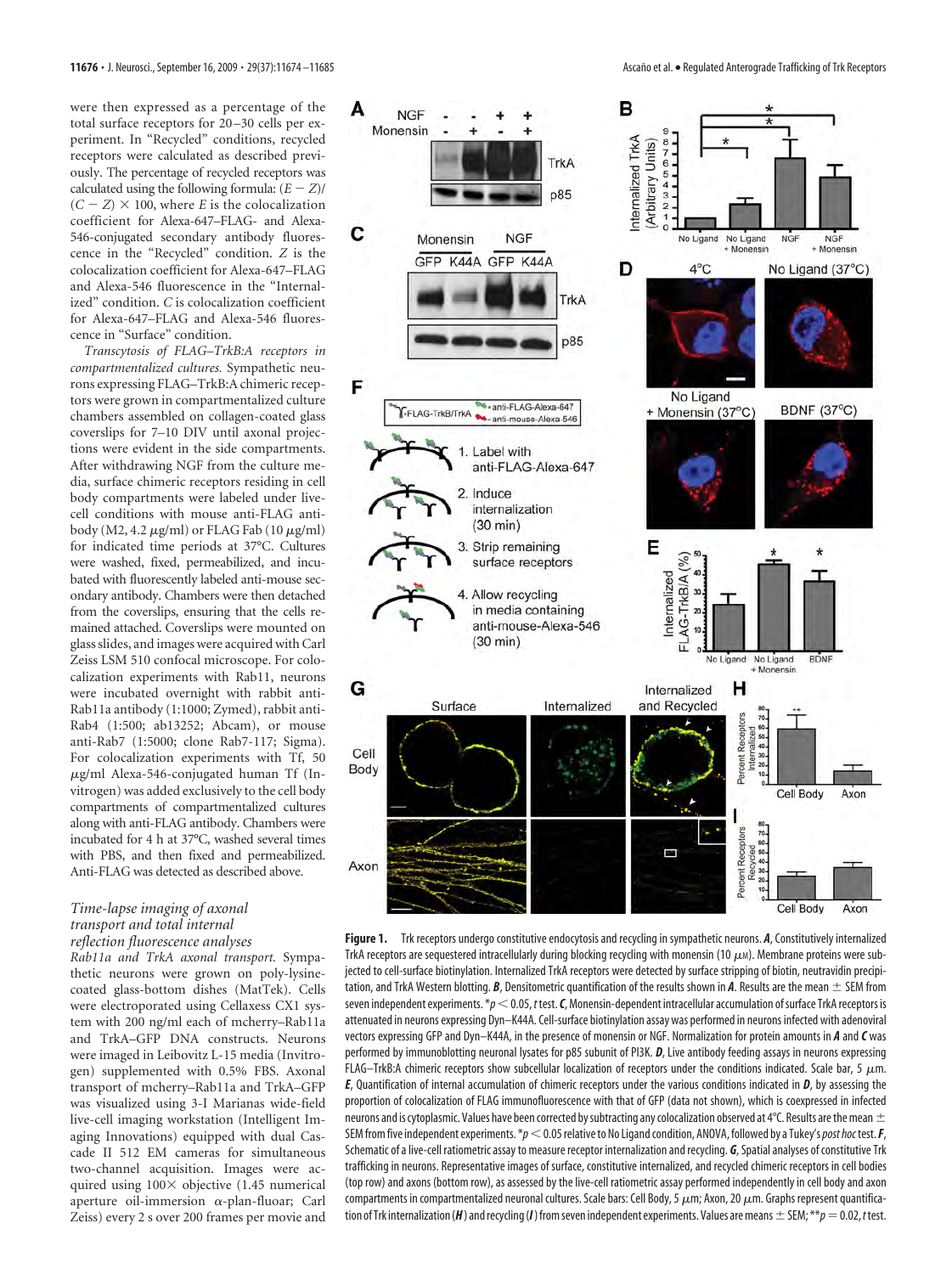were then expressed as a percentage of the total surface receptors for 20–30 cells per experiment. In "Recycled" conditions, recycled receptors were calculated as described previously. The percentage of recycled receptors was calculated using the following formula: $(E - Z)/(C - Z) \times 100$, where $E$ is the colocalization coefficient for Alexa-647–FLAG- and Alexa-546-conjugated secondary antibody fluorescence in the "Recycled" condition. $Z$ is the colocalization coefficient for Alexa-647–FLAG and Alexa-546 fluorescence in the "Internalized" condition. $C$ is colocalization coefficient for Alexa-647–FLAG and Alexa-546 fluorescence in "Surface" condition.

*Transcytosis of FLAG–TrkB:A receptors in compartmentalized cultures.* Sympathetic neurons expressing FLAG–TrkB:A chimeric receptors were grown in compartmentalized culture chambers assembled on collagen-coated glass coverslips for 7–10 DIV until axonal projections were evident in the side compartments. After withdrawing NGF from the culture media, surface chimeric receptors residing in cell body compartments were labeled under live-cell conditions with mouse anti-FLAG antibody (M2, 4.2 μg/ml) or FLAG Fab (10 μg/ml) for indicated time periods at 37°C. Cultures were washed, fixed, permeabilized, and incubated with fluorescently labeled anti-mouse secondary antibody. Chambers were then detached from the coverslips, ensuring that the cells remained attached. Coverslips were mounted on glass slides, and images were acquired with Carl Zeiss LSM 510 confocal microscope. For colocalization experiments with Rab11, neurons were incubated overnight with rabbit anti-Rab11a antibody (1:1000; Zymed), rabbit anti-Rab4 (1:500; ab13252; Abcam), or mouse anti-Rab7 (1:5000; clone Rab7-117; Sigma). For colocalization experiments with Tf, 50 μg/ml Alexa-546-conjugated human Tf (Invitrogen) was added exclusively to the cell body compartments of compartmentalized cultures along with anti-FLAG antibody. Chambers were incubated for 4 h at 37°C, washed several times with PBS, and then fixed and permeabilized. Anti-FLAG was detected as described above.

### *Time-lapse imaging of axonal transport and total internal reflection fluorescence analyses*

*Rab11a and TrkA axonal transport.* Sympathetic neurons were grown on poly-lysine-coated glass-bottom dishes (MatTek). Cells were electroporated using Cellaxess CX1 system with 200 ng/ml each of mcherry–Rab11a and TrkA–GFP DNA constructs. Neurons were imaged in Leibovitz L-15 media (Invitrogen) supplemented with 0.5% FBS. Axonal transport of mcherry–Rab11a and TrkA–GFP was visualized using 3-I Marianas wide-field live-cell imaging workstation (Intelligent Imaging Innovations) equipped with dual Cascade II 512 EM cameras for simultaneous two-channel acquisition. Images were acquired using 100× objective (1.45 numerical aperture oil-immersion α-plan-fluoar; Carl Zeiss) every 2 s over 200 frames per movie and

**Figure 1.** Trk receptors undergo constitutive endocytosis and recycling in sympathetic neurons. ***A***, Constitutively internalized TrkA receptors are sequestered intracellularly during blocking recycling with monensin (10 μM). Membrane proteins were subjected to cell-surface biotinylation. Internalized TrkA receptors were detected by surface stripping of biotin, neutravidin precipitation, and TrkA Western blotting. ***B***, Densitometric quantification of the results shown in ***A***. Results are the mean ± SEM from seven independent experiments. $*p < 0.05$, $t$ test. ***C***, Monensin-dependent intracellular accumulation of surface TrkA receptors is attenuated in neurons expressing Dyn–K44A. Cell-surface biotinylation assay was performed in neurons infected with adenoviral vectors expressing GFP and Dyn–K44A, in the presence of monensin or NGF. Normalization for protein amounts in ***A*** and ***C*** was performed by immunoblotting neuronal lysates for p85 subunit of PI3K. ***D***, Live antibody feeding assays in neurons expressing FLAG–TrkB:A chimeric receptors show subcellular localization of receptors under the conditions indicated. Scale bar, 5 μm. ***E***, Quantification of internal accumulation of chimeric receptors under the various conditions indicated in ***D***, by assessing the proportion of colocalization of FLAG immunofluorescence with that of GFP (data not shown), which is coexpressed in infected neurons and is cytoplasmic. Values have been corrected by subtracting any colocalization observed at 4°C. Results are the mean ± SEM from five independent experiments. $*p < 0.05$ relative to No Ligand condition, ANOVA, followed by a Tukey's *post hoc* test. ***F***, Schematic of a live-cell ratiometric assay to measure receptor internalization and recycling. ***G***, Spatial analyses of constitutive Trk trafficking in neurons. Representative images of surface, constitutive internalized, and recycled chimeric receptors in cell bodies (top row) and axons (bottom row), as assessed by the live-cell ratiometric assay performed independently in cell body and axon compartments in compartmentalized neuronal cultures. Scale bars: Cell Body, 5 μm; Axon, 20 μm. Graphs represent quantification of Trk internalization (***H***) and recycling (***I***) from seven independent experiments. Values are means ± SEM; $**p = 0.02$, $t$ test.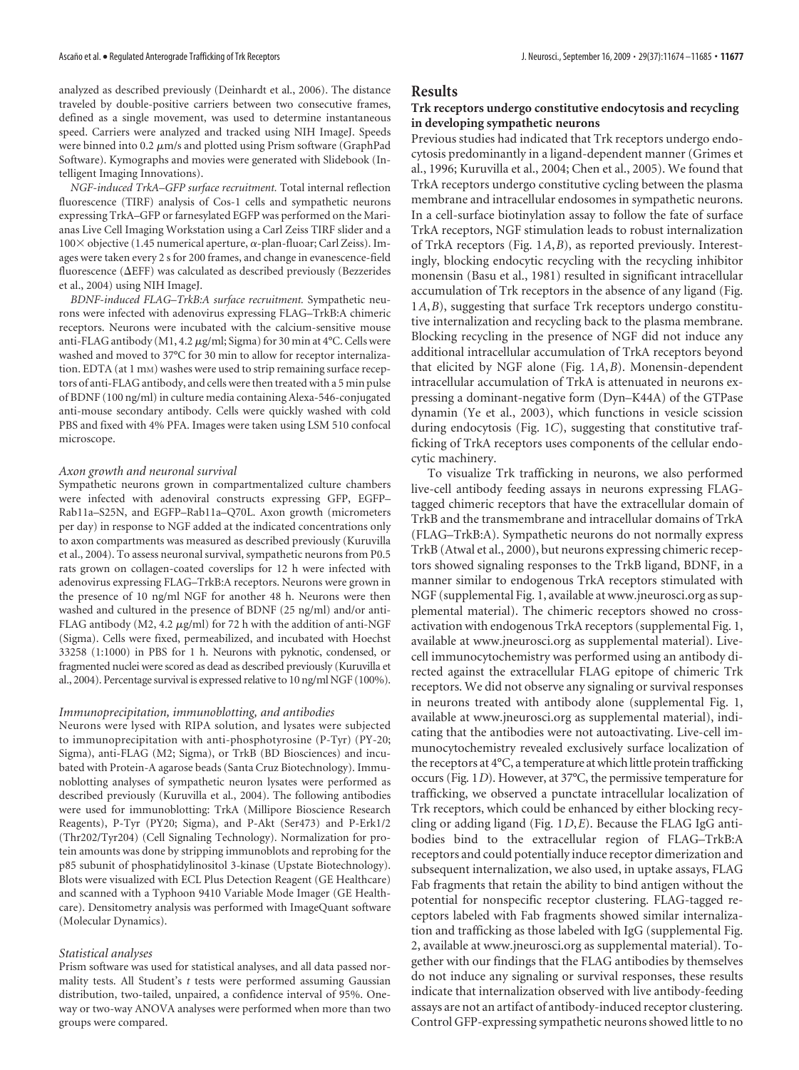analyzed as described previously (Deinhardt et al., 2006). The distance traveled by double-positive carriers between two consecutive frames, defined as a single movement, was used to determine instantaneous speed. Carriers were analyzed and tracked using NIH ImageJ. Speeds were binned into 0.2 μm/s and plotted using Prism software (GraphPad Software). Kymographs and movies were generated with Slidebook (Intelligent Imaging Innovations).

*NGF-induced TrkA–GFP surface recruitment.* Total internal reflection fluorescence (TIRF) analysis of Cos-1 cells and sympathetic neurons expressing TrkA–GFP or farnesylated EGFP was performed on the Marianas Live Cell Imaging Workstation using a Carl Zeiss TIRF slider and a 100× objective (1.45 numerical aperture, α-plan-fluoar; Carl Zeiss). Images were taken every 2 s for 200 frames, and change in evanescence-field fluorescence (ΔEFF) was calculated as described previously (Bezzerides et al., 2004) using NIH ImageJ.

*BDNF-induced FLAG–TrkB:A surface recruitment.* Sympathetic neurons were infected with adenovirus expressing FLAG–TrkB:A chimeric receptors. Neurons were incubated with the calcium-sensitive mouse anti-FLAG antibody (M1, 4.2 μg/ml; Sigma) for 30 min at 4°C. Cells were washed and moved to 37°C for 30 min to allow for receptor internalization. EDTA (at 1 mM) washes were used to strip remaining surface receptors of anti-FLAG antibody, and cells were then treated with a 5 min pulse of BDNF (100 ng/ml) in culture media containing Alexa-546-conjugated anti-mouse secondary antibody. Cells were quickly washed with cold PBS and fixed with 4% PFA. Images were taken using LSM 510 confocal microscope.

### Axon growth and neuronal survival

Sympathetic neurons grown in compartmentalized culture chambers were infected with adenoviral constructs expressing GFP, EGFP–Rab11a–S25N, and EGFP–Rab11a–Q70L. Axon growth (micrometers per day) in response to NGF added at the indicated concentrations only to axon compartments was measured as described previously (Kuruvilla et al., 2004). To assess neuronal survival, sympathetic neurons from P0.5 rats grown on collagen-coated coverslips for 12 h were infected with adenovirus expressing FLAG–TrkB:A receptors. Neurons were grown in the presence of 10 ng/ml NGF for another 48 h. Neurons were then washed and cultured in the presence of BDNF (25 ng/ml) and/or anti-FLAG antibody (M2, 4.2 μg/ml) for 72 h with the addition of anti-NGF (Sigma). Cells were fixed, permeabilized, and incubated with Hoechst 33258 (1:1000) in PBS for 1 h. Neurons with pyknotic, condensed, or fragmented nuclei were scored as dead as described previously (Kuruvilla et al., 2004). Percentage survival is expressed relative to 10 ng/ml NGF (100%).

### Immunoprecipitation, immunoblotting, and antibodies

Neurons were lysed with RIPA solution, and lysates were subjected to immunoprecipitation with anti-phosphotyrosine (P-Tyr) (PY-20; Sigma), anti-FLAG (M2; Sigma), or TrkB (BD Biosciences) and incubated with Protein-A agarose beads (Santa Cruz Biotechnology). Immunoblotting analyses of sympathetic neuron lysates were performed as described previously (Kuruvilla et al., 2004). The following antibodies were used for immunoblotting: TrkA (Millipore Bioscience Research Reagents), P-Tyr (PY20; Sigma), and P-Akt (Ser473) and P-Erk1/2 (Thr202/Tyr204) (Cell Signaling Technology). Normalization for protein amounts was done by stripping immunoblots and reprobing for the p85 subunit of phosphatidylinositol 3-kinase (Upstate Biotechnology). Blots were visualized with ECL Plus Detection Reagent (GE Healthcare) and scanned with a Typhoon 9410 Variable Mode Imager (GE Healthcare). Densitometry analysis was performed with ImageQuant software (Molecular Dynamics).

### Statistical analyses

Prism software was used for statistical analyses, and all data passed normality tests. All Student's *t* tests were performed assuming Gaussian distribution, two-tailed, unpaired, a confidence interval of 95%. One-way or two-way ANOVA analyses were performed when more than two groups were compared.

## Results

### Trk receptors undergo constitutive endocytosis and recycling in developing sympathetic neurons

Previous studies had indicated that Trk receptors undergo endocytosis predominantly in a ligand-dependent manner (Grimes et al., 1996; Kuruvilla et al., 2004; Chen et al., 2005). We found that TrkA receptors undergo constitutive cycling between the plasma membrane and intracellular endosomes in sympathetic neurons. In a cell-surface biotinylation assay to follow the fate of surface TrkA receptors, NGF stimulation leads to robust internalization of TrkA receptors (Fig. 1*A*,*B*), as reported previously. Interestingly, blocking endocytic recycling with the recycling inhibitor monensin (Basu et al., 1981) resulted in significant intracellular accumulation of Trk receptors in the absence of any ligand (Fig. 1*A*,*B*), suggesting that surface Trk receptors undergo constitutive internalization and recycling back to the plasma membrane. Blocking recycling in the presence of NGF did not induce any additional intracellular accumulation of TrkA receptors beyond that elicited by NGF alone (Fig. 1*A*,*B*). Monensin-dependent intracellular accumulation of TrkA is attenuated in neurons expressing a dominant-negative form (Dyn–K44A) of the GTPase dynamin (Ye et al., 2003), which functions in vesicle scission during endocytosis (Fig. 1*C*), suggesting that constitutive trafficking of TrkA receptors uses components of the cellular endocytic machinery.

To visualize Trk trafficking in neurons, we also performed live-cell antibody feeding assays in neurons expressing FLAG-tagged chimeric receptors that have the extracellular domain of TrkB and the transmembrane and intracellular domains of TrkA (FLAG–TrkB:A). Sympathetic neurons do not normally express TrkB (Atwal et al., 2000), but neurons expressing chimeric receptors showed signaling responses to the TrkB ligand, BDNF, in a manner similar to endogenous TrkA receptors stimulated with NGF (supplemental Fig. 1, available at www.jneurosci.org as supplemental material). The chimeric receptors showed no cross-activation with endogenous TrkA receptors (supplemental Fig. 1, available at www.jneurosci.org as supplemental material). Live-cell immunocytochemistry was performed using an antibody directed against the extracellular FLAG epitope of chimeric Trk receptors. We did not observe any signaling or survival responses in neurons treated with antibody alone (supplemental Fig. 1, available at www.jneurosci.org as supplemental material), indicating that the antibodies were not autoactivating. Live-cell immunocytochemistry revealed exclusively surface localization of the receptors at 4°C, a temperature at which little protein trafficking occurs (Fig. 1*D*). However, at 37°C, the permissive temperature for trafficking, we observed a punctate intracellular localization of Trk receptors, which could be enhanced by either blocking recycling or adding ligand (Fig. 1*D*,*E*). Because the FLAG IgG antibodies bind to the extracellular region of FLAG–TrkB:A receptors and could potentially induce receptor dimerization and subsequent internalization, we also used, in uptake assays, FLAG Fab fragments that retain the ability to bind antigen without the potential for nonspecific receptor clustering. FLAG-tagged receptors labeled with Fab fragments showed similar internalization and trafficking as those labeled with IgG (supplemental Fig. 2, available at www.jneurosci.org as supplemental material). Together with our findings that the FLAG antibodies by themselves do not induce any signaling or survival responses, these results indicate that internalization observed with live antibody-feeding assays are not an artifact of antibody-induced receptor clustering. Control GFP-expressing sympathetic neurons showed little to no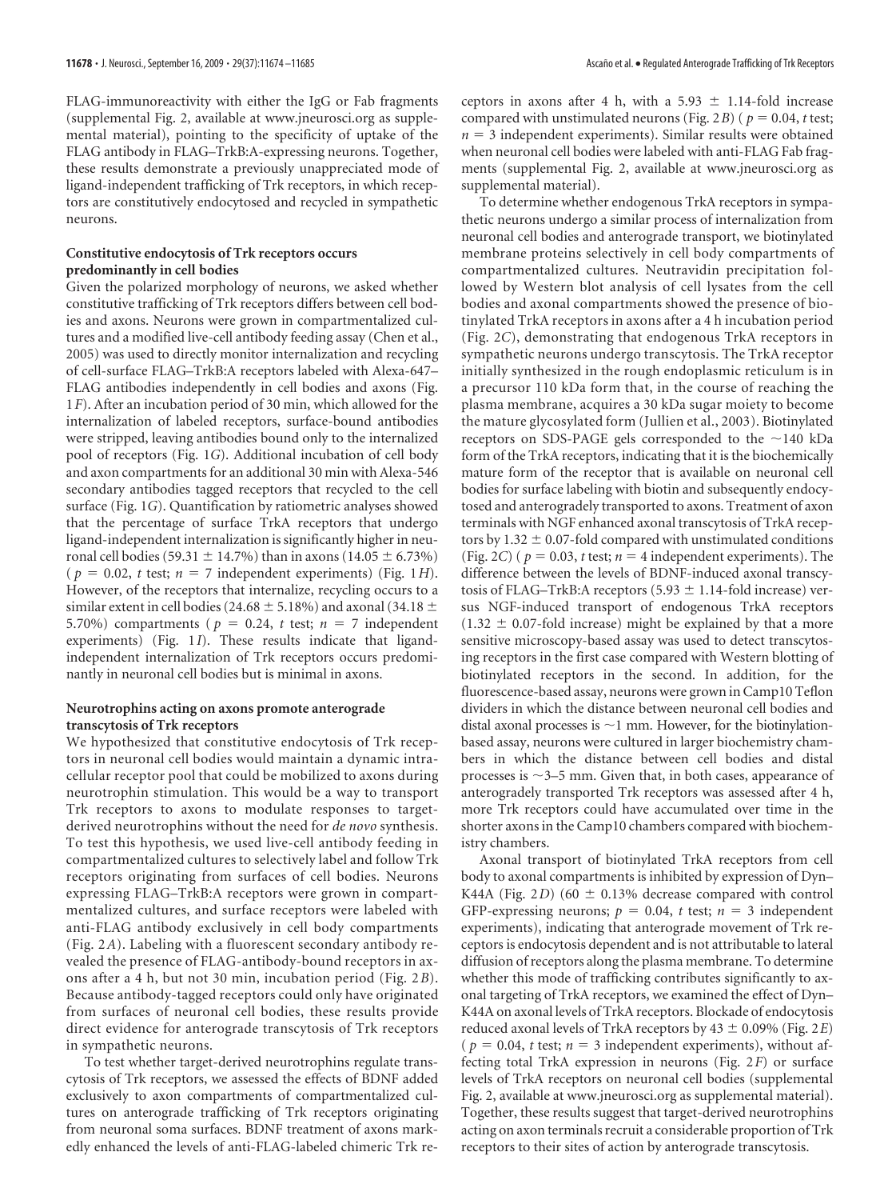FLAG-immunoreactivity with either the IgG or Fab fragments (supplemental Fig. 2, available at www.jneurosci.org as supplemental material), pointing to the specificity of uptake of the FLAG antibody in FLAG–TrkB:A-expressing neurons. Together, these results demonstrate a previously unappreciated mode of ligand-independent trafficking of Trk receptors, in which receptors are constitutively endocytosed and recycled in sympathetic neurons.

### Constitutive endocytosis of Trk receptors occurs predominantly in cell bodies

Given the polarized morphology of neurons, we asked whether constitutive trafficking of Trk receptors differs between cell bodies and axons. Neurons were grown in compartmentalized cultures and a modified live-cell antibody feeding assay (Chen et al., 2005) was used to directly monitor internalization and recycling of cell-surface FLAG–TrkB:A receptors labeled with Alexa-647–FLAG antibodies independently in cell bodies and axons (Fig. 1*F*). After an incubation period of 30 min, which allowed for the internalization of labeled receptors, surface-bound antibodies were stripped, leaving antibodies bound only to the internalized pool of receptors (Fig. 1*G*). Additional incubation of cell body and axon compartments for an additional 30 min with Alexa-546 secondary antibodies tagged receptors that recycled to the cell surface (Fig. 1*G*). Quantification by ratiometric analyses showed that the percentage of surface TrkA receptors that undergo ligand-independent internalization is significantly higher in neuronal cell bodies ($59.31 \pm 14.7\%$) than in axons ($14.05 \pm 6.73\%$) ($p = 0.02$, *t* test; $n = 7$ independent experiments) (Fig. 1*H*). However, of the receptors that internalize, recycling occurs to a similar extent in cell bodies ($24.68 \pm 5.18\%$) and axonal ($34.18 \pm 5.70\%$) compartments ($p = 0.24$, *t* test; $n = 7$ independent experiments) (Fig. 1*I*). These results indicate that ligand-independent internalization of Trk receptors occurs predominantly in neuronal cell bodies but is minimal in axons.

### Neurotrophins acting on axons promote anterograde transcytosis of Trk receptors

We hypothesized that constitutive endocytosis of Trk receptors in neuronal cell bodies would maintain a dynamic intracellular receptor pool that could be mobilized to axons during neurotrophin stimulation. This would be a way to transport Trk receptors to axons to modulate responses to target-derived neurotrophins without the need for *de novo* synthesis. To test this hypothesis, we used live-cell antibody feeding in compartmentalized cultures to selectively label and follow Trk receptors originating from surfaces of cell bodies. Neurons expressing FLAG–TrkB:A receptors were grown in compartmentalized cultures, and surface receptors were labeled with anti-FLAG antibody exclusively in cell body compartments (Fig. 2*A*). Labeling with a fluorescent secondary antibody revealed the presence of FLAG-antibody-bound receptors in axons after a 4 h, but not 30 min, incubation period (Fig. 2*B*). Because antibody-tagged receptors could only have originated from surfaces of neuronal cell bodies, these results provide direct evidence for anterograde transcytosis of Trk receptors in sympathetic neurons.

To test whether target-derived neurotrophins regulate transcytosis of Trk receptors, we assessed the effects of BDNF added exclusively to axon compartments of compartmentalized cultures on anterograde trafficking of Trk receptors originating from neuronal soma surfaces. BDNF treatment of axons markedly enhanced the levels of anti-FLAG-labeled chimeric Trk receptors in axons after 4 h, with a $5.93 \pm 1.14$-fold increase compared with unstimulated neurons (Fig. 2*B*) ($p = 0.04$, *t* test; $n = 3$ independent experiments). Similar results were obtained when neuronal cell bodies were labeled with anti-FLAG Fab fragments (supplemental Fig. 2, available at www.jneurosci.org as supplemental material).

To determine whether endogenous TrkA receptors in sympathetic neurons undergo a similar process of internalization from neuronal cell bodies and anterograde transport, we biotinylated membrane proteins selectively in cell body compartments of compartmentalized cultures. Neutravidin precipitation followed by Western blot analysis of cell lysates from the cell bodies and axonal compartments showed the presence of biotinylated TrkA receptors in axons after a 4 h incubation period (Fig. 2*C*), demonstrating that endogenous TrkA receptors in sympathetic neurons undergo transcytosis. The TrkA receptor initially synthesized in the rough endoplasmic reticulum is in a precursor 110 kDa form that, in the course of reaching the plasma membrane, acquires a 30 kDa sugar moiety to become the mature glycosylated form (Jullien et al., 2003). Biotinylated receptors on SDS-PAGE gels corresponded to the ~140 kDa form of the TrkA receptors, indicating that it is the biochemically mature form of the receptor that is available on neuronal cell bodies for surface labeling with biotin and subsequently endocytosed and anterogradely transported to axons. Treatment of axon terminals with NGF enhanced axonal transcytosis of TrkA receptors by $1.32 \pm 0.07$-fold compared with unstimulated conditions (Fig. 2*C*) ($p = 0.03$, *t* test; $n = 4$ independent experiments). The difference between the levels of BDNF-induced axonal transcytosis of FLAG–TrkB:A receptors ($5.93 \pm 1.14$-fold increase) versus NGF-induced transport of endogenous TrkA receptors ($1.32 \pm 0.07$-fold increase) might be explained by that a more sensitive microscopy-based assay was used to detect transcytosing receptors in the first case compared with Western blotting of biotinylated receptors in the second. In addition, for the fluorescence-based assay, neurons were grown in Camp10 Teflon dividers in which the distance between neuronal cell bodies and distal axonal processes is ~1 mm. However, for the biotinylation-based assay, neurons were cultured in larger biochemistry chambers in which the distance between cell bodies and distal processes is ~3–5 mm. Given that, in both cases, appearance of anterogradely transported Trk receptors was assessed after 4 h, more Trk receptors could have accumulated over time in the shorter axons in the Camp10 chambers compared with biochemistry chambers.

Axonal transport of biotinylated TrkA receptors from cell body to axonal compartments is inhibited by expression of Dyn–K44A (Fig. 2*D*) ($60 \pm 0.13\%$ decrease compared with control GFP-expressing neurons; $p = 0.04$, *t* test; $n = 3$ independent experiments), indicating that anterograde movement of Trk receptors is endocytosis dependent and is not attributable to lateral diffusion of receptors along the plasma membrane. To determine whether this mode of trafficking contributes significantly to axonal targeting of TrkA receptors, we examined the effect of Dyn–K44A on axonal levels of TrkA receptors. Blockade of endocytosis reduced axonal levels of TrkA receptors by $43 \pm 0.09\%$ (Fig. 2*E*) ($p = 0.04$, *t* test; $n = 3$ independent experiments), without affecting total TrkA expression in neurons (Fig. 2*F*) or surface levels of TrkA receptors on neuronal cell bodies (supplemental Fig. 2, available at www.jneurosci.org as supplemental material). Together, these results suggest that target-derived neurotrophins acting on axon terminals recruit a considerable proportion of Trk receptors to their sites of action by anterograde transcytosis.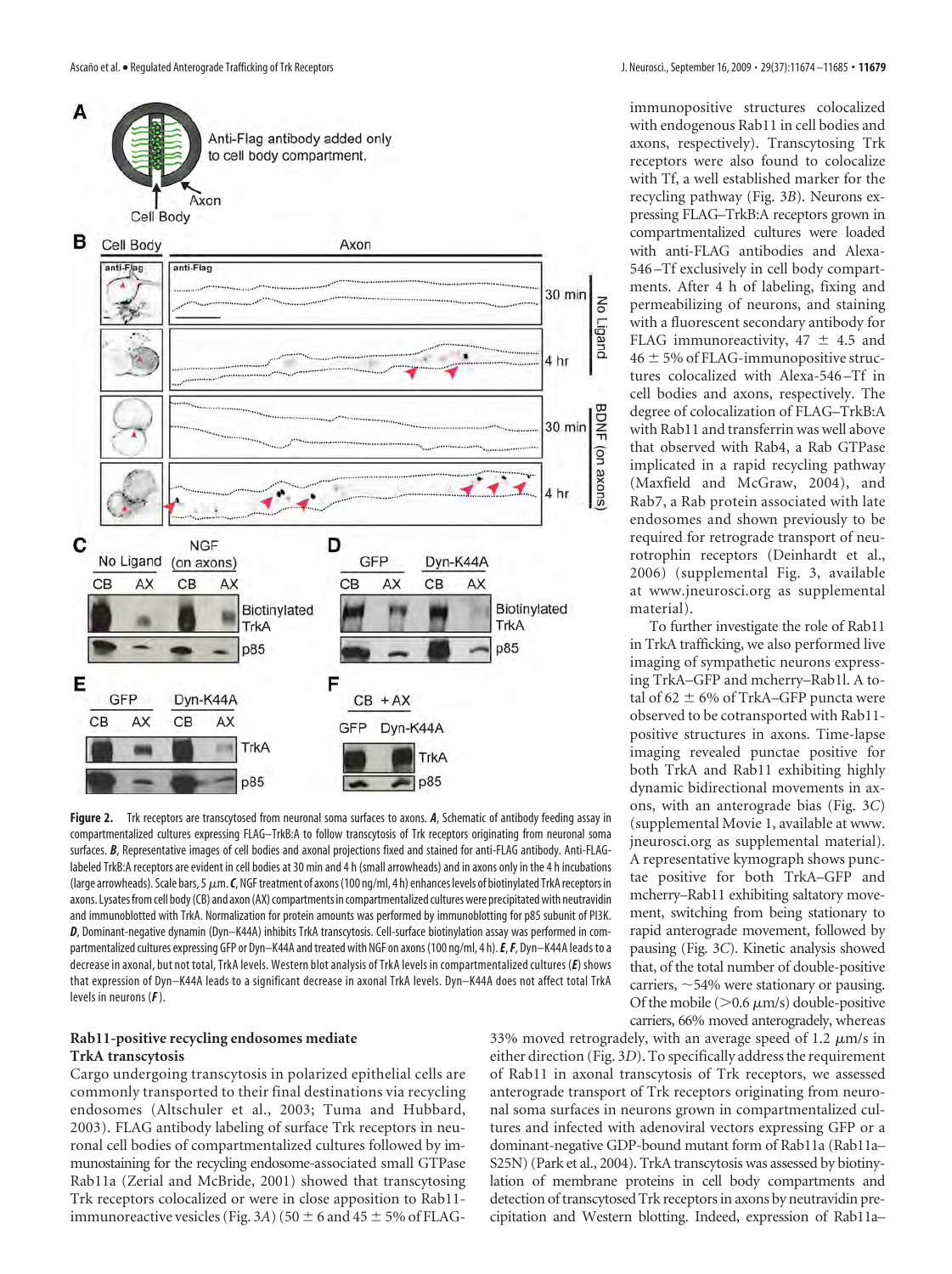**Figure 2.** Trk receptors are transcytosed from neuronal soma surfaces to axons. ***A***, Schematic of antibody feeding assay in compartmentalized cultures expressing FLAG–TrkB:A to follow transcytosis of Trk receptors originating from neuronal soma surfaces. ***B***, Representative images of cell bodies and axonal projections fixed and stained for anti-FLAG antibody. Anti-FLAG-labeled TrkB:A receptors are evident in cell bodies at 30 min and 4 h (small arrowheads) and in axons only in the 4 h incubations (large arrowheads). Scale bars, 5 μm. ***C***, NGF treatment of axons (100 ng/ml, 4 h) enhances levels of biotinylated TrkA receptors in axons. Lysates from cell body (CB) and axon (AX) compartments in compartmentalized cultures were precipitated with neutravidin and immunoblotted with TrkA. Normalization for protein amounts was performed by immunoblotting for p85 subunit of PI3K. ***D***, Dominant-negative dynamin (Dyn–K44A) inhibits TrkA transcytosis. Cell-surface biotinylation assay was performed in compartmentalized cultures expressing GFP or Dyn–K44A and treated with NGF on axons (100 ng/ml, 4 h). ***E***, ***F***, Dyn–K44A leads to a decrease in axonal, but not total, TrkA levels. Western blot analysis of TrkA levels in compartmentalized cultures (***E***) shows that expression of Dyn–K44A leads to a significant decrease in axonal TrkA levels. Dyn–K44A does not affect total TrkA levels in neurons (***F***).

### Rab11-positive recycling endosomes mediate TrkA transcytosis

Cargo undergoing transcytosis in polarized epithelial cells are commonly transported to their final destinations via recycling endosomes (Altschuler et al., 2003; Tuma and Hubbard, 2003). FLAG antibody labeling of surface Trk receptors in neuronal cell bodies of compartmentalized cultures followed by immunostaining for the recycling endosome-associated small GTPase Rab11a (Zerial and McBride, 2001) showed that transcytosing Trk receptors colocalized or were in close apposition to Rab11-immunoreactive vesicles (Fig. 3*A*) (50 ± 6 and 45 ± 5% of FLAG-immunopositive structures colocalized with endogenous Rab11 in cell bodies and axons, respectively). Transcytosing Trk receptors were also found to colocalize with Tf, a well established marker for the recycling pathway (Fig. 3*B*). Neurons expressing FLAG–TrkB:A receptors grown in compartmentalized cultures were loaded with anti-FLAG antibodies and Alexa-546–Tf exclusively in cell body compartments. After 4 h of labeling, fixing and permeabilizing of neurons, and staining with a fluorescent secondary antibody for FLAG immunoreactivity, 47 ± 4.5 and 46 ± 5% of FLAG-immunopositive structures colocalized with Alexa-546–Tf in cell bodies and axons, respectively. The degree of colocalization of FLAG–TrkB:A with Rab11 and transferrin was well above that observed with Rab4, a Rab GTPase implicated in a rapid recycling pathway (Maxfield and McGraw, 2004), and Rab7, a Rab protein associated with late endosomes and shown previously to be required for retrograde transport of neurotrophin receptors (Deinhardt et al., 2006) (supplemental Fig. 3, available at www.jneurosci.org as supplemental material).

To further investigate the role of Rab11 in TrkA trafficking, we also performed live imaging of sympathetic neurons expressing TrkA–GFP and mcherry–Rab11. A total of 62 ± 6% of TrkA–GFP puncta were observed to be cotransported with Rab11-positive structures in axons. Time-lapse imaging revealed punctae positive for both TrkA and Rab11 exhibiting highly dynamic bidirectional movements in axons, with an anterograde bias (Fig. 3*C*) (supplemental Movie 1, available at www.jneurosci.org as supplemental material). A representative kymograph shows punctae positive for both TrkA–GFP and mcherry–Rab11 exhibiting saltatory movement, switching from being stationary to rapid anterograde movement, followed by pausing (Fig. 3*C*). Kinetic analysis showed that, of the total number of double-positive carriers, ~54% were stationary or pausing. Of the mobile (>0.6 μm/s) double-positive carriers, 66% moved anterogradely, whereas 33% moved retrogradely, with an average speed of 1.2 μm/s in either direction (Fig. 3*D*). To specifically address the requirement of Rab11 in axonal transcytosis of Trk receptors, we assessed anterograde transport of Trk receptors originating from neuronal soma surfaces in neurons grown in compartmentalized cultures and infected with adenoviral vectors expressing GFP or a dominant-negative GDP-bound mutant form of Rab11a (Rab11a–S25N) (Park et al., 2004). TrkA transcytosis was assessed by biotinylation of membrane proteins in cell body compartments and detection of transcytosed Trk receptors in axons by neutravidin precipitation and Western blotting. Indeed, expression of Rab11a–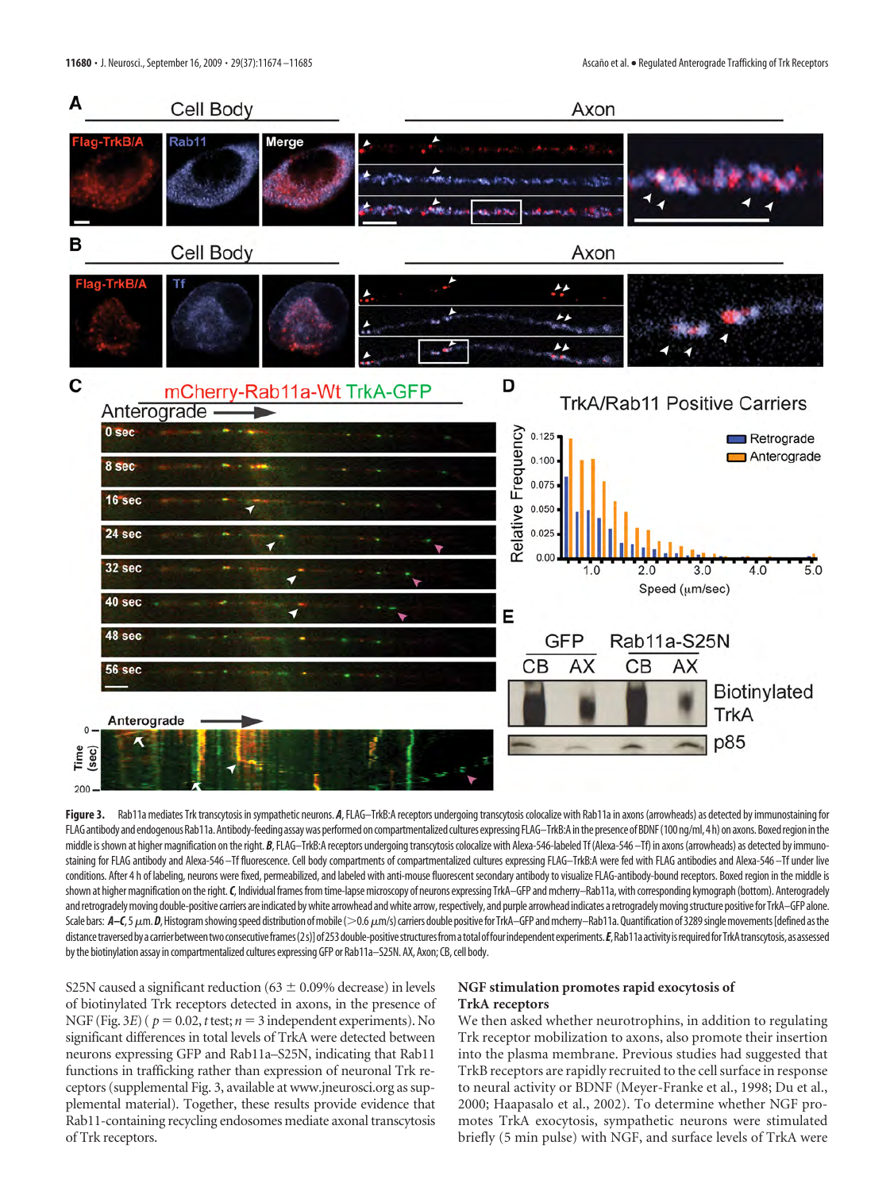**Figure 3.** Rab11a mediates Trk transcytosis in sympathetic neurons. ***A***, FLAG–TrkB:A receptors undergoing transcytosis colocalize with Rab11a in axons (arrowheads) as detected by immunostaining for FLAG antibody and endogenous Rab11a. Antibody-feeding assay was performed on compartmentalized cultures expressing FLAG–TrkB:A in the presence of BDNF (100 ng/ml, 4 h) on axons. Boxed region in the middle is shown at higher magnification on the right. ***B***, FLAG–TrkB:A receptors undergoing transcytosis colocalize with Alexa-546-labeled Tf (Alexa-546–Tf) in axons (arrowheads) as detected by immunostaining for FLAG antibody and Alexa-546–Tf fluorescence. Cell body compartments of compartmentalized cultures expressing FLAG–TrkB:A were fed with FLAG antibodies and Alexa-546–Tf under live conditions. After 4 h of labeling, neurons were fixed, permeabilized, and labeled with anti-mouse fluorescent secondary antibody to visualize FLAG-antibody-bound receptors. Boxed region in the middle is shown at higher magnification on the right. ***C***, Individual frames from time-lapse microscopy of neurons expressing TrkA–GFP and mcherry–Rab11a, with corresponding kymograph (bottom). Anterogradely and retrogradely moving double-positive carriers are indicated by white arrowhead and white arrow, respectively, and purple arrowhead indicates a retrogradely moving structure positive for TrkA–GFP alone. Scale bars: ***A–C***, 5 $\mu$m. ***D***, Histogram showing speed distribution of mobile (>0.6 $\mu$m/s) carriers double positive for TrkA–GFP and mcherry–Rab11a. Quantification of 3289 single movements [defined as the distance traversed by a carrier between two consecutive frames (2 s)] of 253 double-positive structures from a total of four independent experiments. ***E***, Rab11a activity is required for TrkA transcytosis, as assessed by the biotinylation assay in compartmentalized cultures expressing GFP or Rab11a–S25N. AX, Axon; CB, cell body.

S25N caused a significant reduction (63 ± 0.09% decrease) in levels of biotinylated Trk receptors detected in axons, in the presence of NGF (Fig. 3*E*) ($p = 0.02$, *t* test; $n = 3$ independent experiments). No significant differences in total levels of TrkA were detected between neurons expressing GFP and Rab11a–S25N, indicating that Rab11 functions in trafficking rather than expression of neuronal Trk receptors (supplemental Fig. 3, available at www.jneurosci.org as supplemental material). Together, these results provide evidence that Rab11-containing recycling endosomes mediate axonal transcytosis of Trk receptors.

## NGF stimulation promotes rapid exocytosis of TrkA receptors

We then asked whether neurotrophins, in addition to regulating Trk receptor mobilization to axons, also promote their insertion into the plasma membrane. Previous studies had suggested that TrkB receptors are rapidly recruited to the cell surface in response to neural activity or BDNF (Meyer-Franke et al., 1998; Du et al., 2000; Haapasalo et al., 2002). To determine whether NGF promotes TrkA exocytosis, sympathetic neurons were stimulated briefly (5 min pulse) with NGF, and surface levels of TrkA were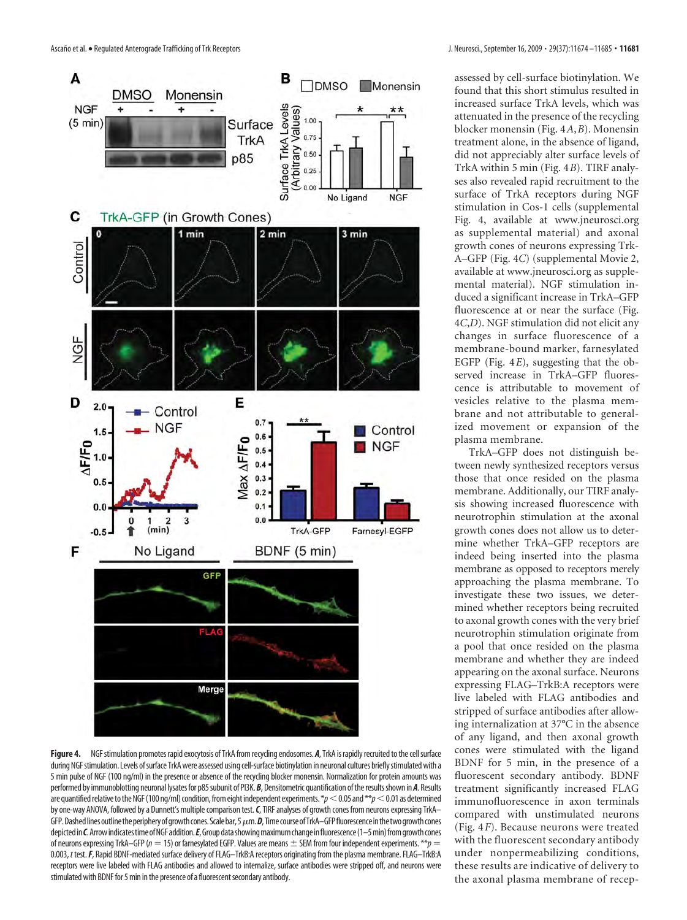assessed by cell-surface biotinylation. We found that this short stimulus resulted in increased surface TrkA levels, which was attenuated in the presence of the recycling blocker monensin (Fig. 4*A*,*B*). Monensin treatment alone, in the absence of ligand, did not appreciably alter surface levels of TrkA within 5 min (Fig. 4*B*). TIRF analyses also revealed rapid recruitment to the surface of TrkA receptors during NGF stimulation in Cos-1 cells (supplemental Fig. 4, available at www.jneurosci.org as supplemental material) and axonal growth cones of neurons expressing TrkA–GFP (Fig. 4*C*) (supplemental Movie 2, available at www.jneurosci.org as supplemental material). NGF stimulation induced a significant increase in TrkA–GFP fluorescence at or near the surface (Fig. 4*C*,*D*). NGF stimulation did not elicit any changes in surface fluorescence of a membrane-bound marker, farnesylated EGFP (Fig. 4*E*), suggesting that the observed increase in TrkA–GFP fluorescence is attributable to movement of vesicles relative to the plasma membrane and not attributable to generalized movement or expansion of the plasma membrane.

TrkA–GFP does not distinguish between newly synthesized receptors versus those that once resided on the plasma membrane. Additionally, our TIRF analysis showing increased fluorescence with neurotrophin stimulation at the axonal growth cones does not allow us to determine whether TrkA–GFP receptors are indeed being inserted into the plasma membrane as opposed to receptors merely approaching the plasma membrane. To investigate these two issues, we determined whether receptors being recruited to axonal growth cones with the very brief neurotrophin stimulation originate from a pool that once resided on the plasma membrane and whether they are indeed appearing on the axonal surface. Neurons expressing FLAG–TrkB:A receptors were live labeled with FLAG antibodies and stripped of surface antibodies after allowing internalization at 37°C in the absence of any ligand, and then axonal growth cones were stimulated with the ligand BDNF for 5 min, in the presence of a fluorescent secondary antibody. BDNF treatment significantly increased FLAG immunofluorescence in axon terminals compared with unstimulated neurons (Fig. 4*F*). Because neurons were treated with the fluorescent secondary antibody under nonpermeabilizing conditions, these results are indicative of delivery to the axonal plasma membrane of recep-

**Figure 4.** NGF stimulation promotes rapid exocytosis of TrkA from recycling endosomes. ***A***, TrkA is rapidly recruited to the cell surface during NGF stimulation. Levels of surface TrkA were assessed using cell-surface biotinylation in neuronal cultures briefly stimulated with a 5 min pulse of NGF (100 ng/ml) in the presence or absence of the recycling blocker monensin. Normalization for protein amounts was performed by immunoblotting neuronal lysates for p85 subunit of PI3K. ***B***, Densitometric quantification of the results shown in ***A***. Results are quantified relative to the NGF (100 ng/ml) condition, from eight independent experiments. $^*p < 0.05$ and $^{**}p < 0.01$ as determined by one-way ANOVA, followed by a Dunnett's multiple comparison test. ***C***, TIRF analyses of growth cones from neurons expressing TrkA–GFP. Dashed lines outline the periphery of growth cones. Scale bar, 5 μm. ***D***, Time course of TrkA–GFP fluorescence in the two growth cones depicted in ***C***. Arrow indicates time of NGF addition. ***E***, Group data showing maximum change in fluorescence (1–5 min) from growth cones of neurons expressing TrkA–GFP ($n = 15$) or farnesylated EGFP. Values are means ± SEM from four independent experiments. $^{**}p = 0.003$, *t* test. ***F***, Rapid BDNF-mediated surface delivery of FLAG–TrkB:A receptors originating from the plasma membrane. FLAG–TrkB:A receptors were live labeled with FLAG antibodies and allowed to internalize, surface antibodies were stripped off, and neurons were stimulated with BDNF for 5 min in the presence of a fluorescent secondary antibody.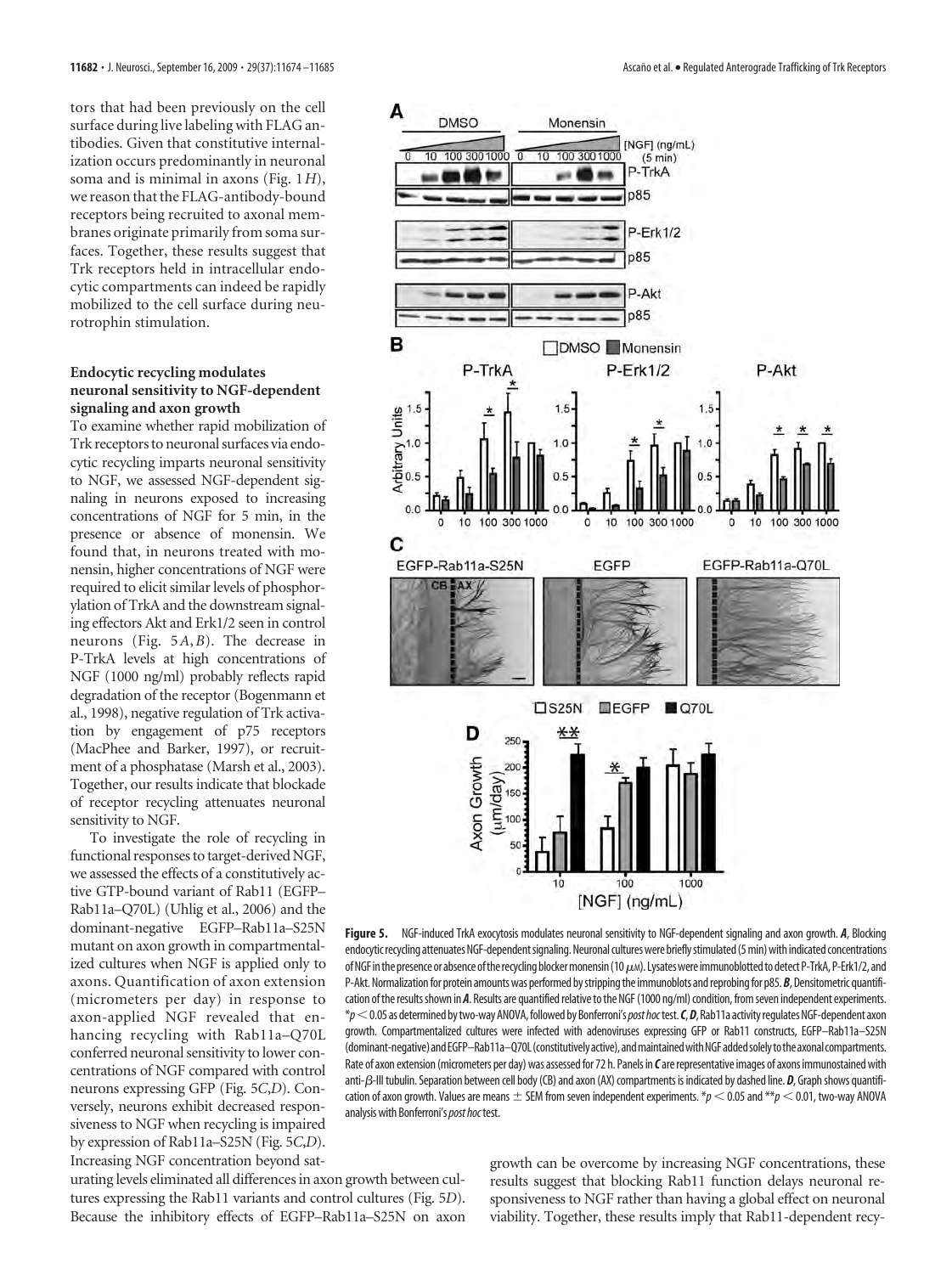tors that had been previously on the cell surface during live labeling with FLAG antibodies. Given that constitutive internalization occurs predominantly in neuronal soma and is minimal in axons (Fig. 1*H*), we reason that the FLAG-antibody-bound receptors being recruited to axonal membranes originate primarily from soma surfaces. Together, these results suggest that Trk receptors held in intracellular endocytic compartments can indeed be rapidly mobilized to the cell surface during neurotrophin stimulation.

### Endocytic recycling modulates neuronal sensitivity to NGF-dependent signaling and axon growth

To examine whether rapid mobilization of Trk receptors to neuronal surfaces via endocytic recycling imparts neuronal sensitivity to NGF, we assessed NGF-dependent signaling in neurons exposed to increasing concentrations of NGF for 5 min, in the presence or absence of monensin. We found that, in neurons treated with monensin, higher concentrations of NGF were required to elicit similar levels of phosphorylation of TrkA and the downstream signaling effectors Akt and Erk1/2 seen in control neurons (Fig. 5*A*,*B*). The decrease in P-TrkA levels at high concentrations of NGF (1000 ng/ml) probably reflects rapid degradation of the receptor (Bogenmann et al., 1998), negative regulation of Trk activation by engagement of p75 receptors (MacPhee and Barker, 1997), or recruitment of a phosphatase (Marsh et al., 2003). Together, our results indicate that blockade of receptor recycling attenuates neuronal sensitivity to NGF.

To investigate the role of recycling in functional responses to target-derived NGF, we assessed the effects of a constitutively active GTP-bound variant of Rab11 (EGFP–Rab11a–Q70L) (Uhlig et al., 2006) and the dominant-negative EGFP–Rab11a–S25N mutant on axon growth in compartmentalized cultures when NGF is applied only to axons. Quantification of axon extension (micrometers per day) in response to axon-applied NGF revealed that enhancing recycling with Rab11a–Q70L conferred neuronal sensitivity to lower concentrations of NGF compared with control neurons expressing GFP (Fig. 5*C*,*D*). Conversely, neurons exhibit decreased responsiveness to NGF when recycling is impaired by expression of Rab11a–S25N (Fig. 5*C*,*D*). Increasing NGF concentration beyond saturating levels eliminated all differences in axon growth between cultures expressing the Rab11 variants and control cultures (Fig. 5*D*). Because the inhibitory effects of EGFP–Rab11a–S25N on axon growth can be overcome by increasing NGF concentrations, these results suggest that blocking Rab11 function delays neuronal responsiveness to NGF rather than having a global effect on neuronal viability. Together, these results imply that Rab11-dependent recy-

**Figure 5.** NGF-induced TrkA exocytosis modulates neuronal sensitivity to NGF-dependent signaling and axon growth. ***A***, Blocking endocytic recycling attenuates NGF-dependent signaling. Neuronal cultures were briefly stimulated (5 min) with indicated concentrations of NGF in the presence or absence of the recycling blocker monensin (10 μM). Lysates were immunoblotted to detect P-TrkA, P-Erk1/2, and P-Akt. Normalization for protein amounts was performed by stripping the immunoblots and reprobing for p85. ***B***, Densitometric quantification of the results shown in ***A***. Results are quantified relative to the NGF (1000 ng/ml) condition, from seven independent experiments. $*p < 0.05$ as determined by two-way ANOVA, followed by Bonferroni's *post hoc* test. ***C***, ***D***, Rab11a activity regulates NGF-dependent axon growth. Compartmentalized cultures were infected with adenoviruses expressing GFP or Rab11 constructs, EGFP–Rab11a–S25N (dominant-negative) and EGFP–Rab11a–Q70L (constitutively active), and maintained with NGF added solely to the axonal compartments. Rate of axon extension (micrometers per day) was assessed for 72 h. Panels in ***C*** are representative images of axons immunostained with anti-β-III tubulin. Separation between cell body (CB) and axon (AX) compartments is indicated by dashed line. ***D***, Graph shows quantification of axon growth. Values are means ± SEM from seven independent experiments. $*p < 0.05$ and $**p < 0.01$, two-way ANOVA analysis with Bonferroni's *post hoc* test.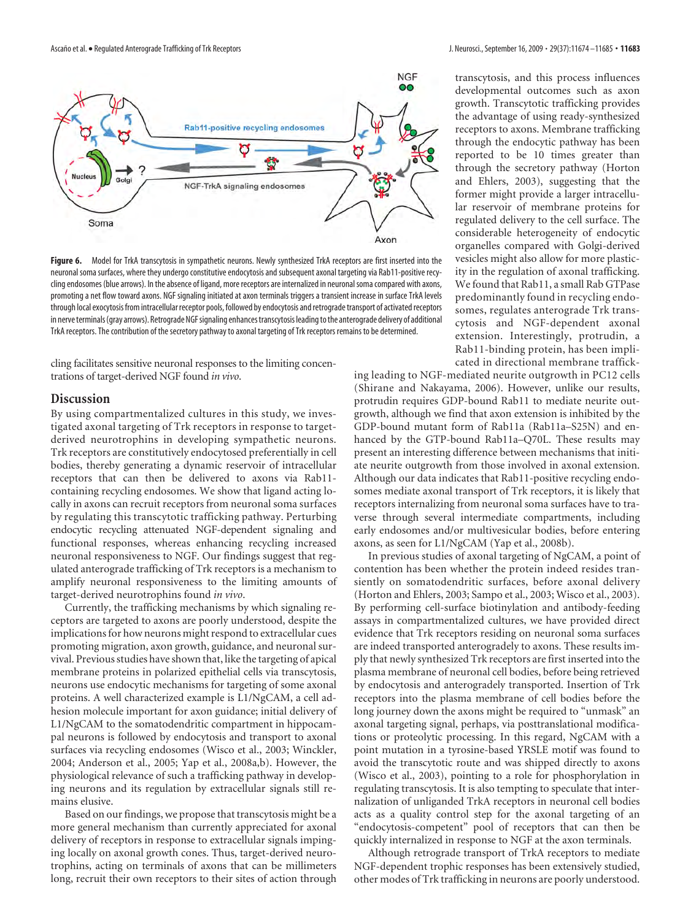Figure 6. Model for TrkA transcytosis in sympathetic neurons. Newly synthesized TrkA receptors are first inserted into the neuronal soma surfaces, where they undergo constitutive endocytosis and subsequent axonal targeting via Rab11-positive recycling endosomes (blue arrows). In the absence of ligand, more receptors are internalized in neuronal soma compared with axons, promoting a net flow toward axons. NGF signaling initiated at axon terminals triggers a transient increase in surface TrkA levels through local exocytosis from intracellular receptor pools, followed by endocytosis and retrograde transport of activated receptors in nerve terminals (gray arrows). Retrograde NGF signaling enhances transcytosis leading to the anterograde delivery of additional TrkA receptors. The contribution of the secretory pathway to axonal targeting of Trk receptors remains to be determined.

cling facilitates sensitive neuronal responses to the limiting concentrations of target-derived NGF found *in vivo*.

## Discussion

By using compartmentalized cultures in this study, we investigated axonal targeting of Trk receptors in response to target-derived neurotrophins in developing sympathetic neurons. Trk receptors are constitutively endocytosed preferentially in cell bodies, thereby generating a dynamic reservoir of intracellular receptors that can then be delivered to axons via Rab11-containing recycling endosomes. We show that ligand acting locally in axons can recruit receptors from neuronal soma surfaces by regulating this transcytotic trafficking pathway. Perturbing endocytic recycling attenuated NGF-dependent signaling and functional responses, whereas enhancing recycling increased neuronal responsiveness to NGF. Our findings suggest that regulated anterograde trafficking of Trk receptors is a mechanism to amplify neuronal responsiveness to the limiting amounts of target-derived neurotrophins found *in vivo*.

Currently, the trafficking mechanisms by which signaling receptors are targeted to axons are poorly understood, despite the implications for how neurons might respond to extracellular cues promoting migration, axon growth, guidance, and neuronal survival. Previous studies have shown that, like the targeting of apical membrane proteins in polarized epithelial cells via transcytosis, neurons use endocytic mechanisms for targeting of some axonal proteins. A well characterized example is L1/NgCAM, a cell adhesion molecule important for axon guidance; initial delivery of L1/NgCAM to the somatodendritic compartment in hippocampal neurons is followed by endocytosis and transport to axonal surfaces via recycling endosomes (Wisco et al., 2003; Winckler, 2004; Anderson et al., 2005; Yap et al., 2008a,b). However, the physiological relevance of such a trafficking pathway in developing neurons and its regulation by extracellular signals still remains elusive.

Based on our findings, we propose that transcytosis might be a more general mechanism than currently appreciated for axonal delivery of receptors in response to extracellular signals impinging locally on axonal growth cones. Thus, target-derived neurotrophins, acting on terminals of axons that can be millimeters long, recruit their own receptors to their sites of action through transcytosis, and this process influences developmental outcomes such as axon growth. Transcytotic trafficking provides the advantage of using ready-synthesized receptors to axons. Membrane trafficking through the endocytic pathway has been reported to be 10 times greater than through the secretory pathway (Horton and Ehlers, 2003), suggesting that the former might provide a larger intracellular reservoir of membrane proteins for regulated delivery to the cell surface. The considerable heterogeneity of endocytic organelles compared with Golgi-derived vesicles might also allow for more plasticity in the regulation of axonal trafficking. We found that Rab11, a small Rab GTPase predominantly found in recycling endosomes, regulates anterograde Trk transcytosis and NGF-dependent axonal extension. Interestingly, protrudin, a Rab11-binding protein, has been implicated in directional membrane trafficking leading to NGF-mediated neurite outgrowth in PC12 cells (Shirane and Nakayama, 2006). However, unlike our results, protrudin requires GDP-bound Rab11 to mediate neurite outgrowth, although we find that axon extension is inhibited by the GDP-bound mutant form of Rab11a (Rab11a–S25N) and enhanced by the GTP-bound Rab11a–Q70L. These results may present an interesting difference between mechanisms that initiate neurite outgrowth from those involved in axonal extension. Although our data indicates that Rab11-positive recycling endosomes mediate axonal transport of Trk receptors, it is likely that receptors internalizing from neuronal soma surfaces have to traverse through several intermediate compartments, including early endosomes and/or multivesicular bodies, before entering axons, as seen for L1/NgCAM (Yap et al., 2008b).

In previous studies of axonal targeting of NgCAM, a point of contention has been whether the protein indeed resides transiently on somatodendritic surfaces, before axonal delivery (Horton and Ehlers, 2003; Sampo et al., 2003; Wisco et al., 2003). By performing cell-surface biotinylation and antibody-feeding assays in compartmentalized cultures, we have provided direct evidence that Trk receptors residing on neuronal soma surfaces are indeed transported anterogradely to axons. These results imply that newly synthesized Trk receptors are first inserted into the plasma membrane of neuronal cell bodies, before being retrieved by endocytosis and anterogradely transported. Insertion of Trk receptors into the plasma membrane of cell bodies before the long journey down the axons might be required to "unmask" an axonal targeting signal, perhaps, via posttranslational modifications or proteolytic processing. In this regard, NgCAM with a point mutation in a tyrosine-based YRSLE motif was found to avoid the transcytotic route and was shipped directly to axons (Wisco et al., 2003), pointing to a role for phosphorylation in regulating transcytosis. It is also tempting to speculate that internalization of unliganded TrkA receptors in neuronal cell bodies acts as a quality control step for the axonal targeting of an "endocytosis-competent" pool of receptors that can then be quickly internalized in response to NGF at the axon terminals.

Although retrograde transport of TrkA receptors to mediate NGF-dependent trophic responses has been extensively studied, other modes of Trk trafficking in neurons are poorly understood.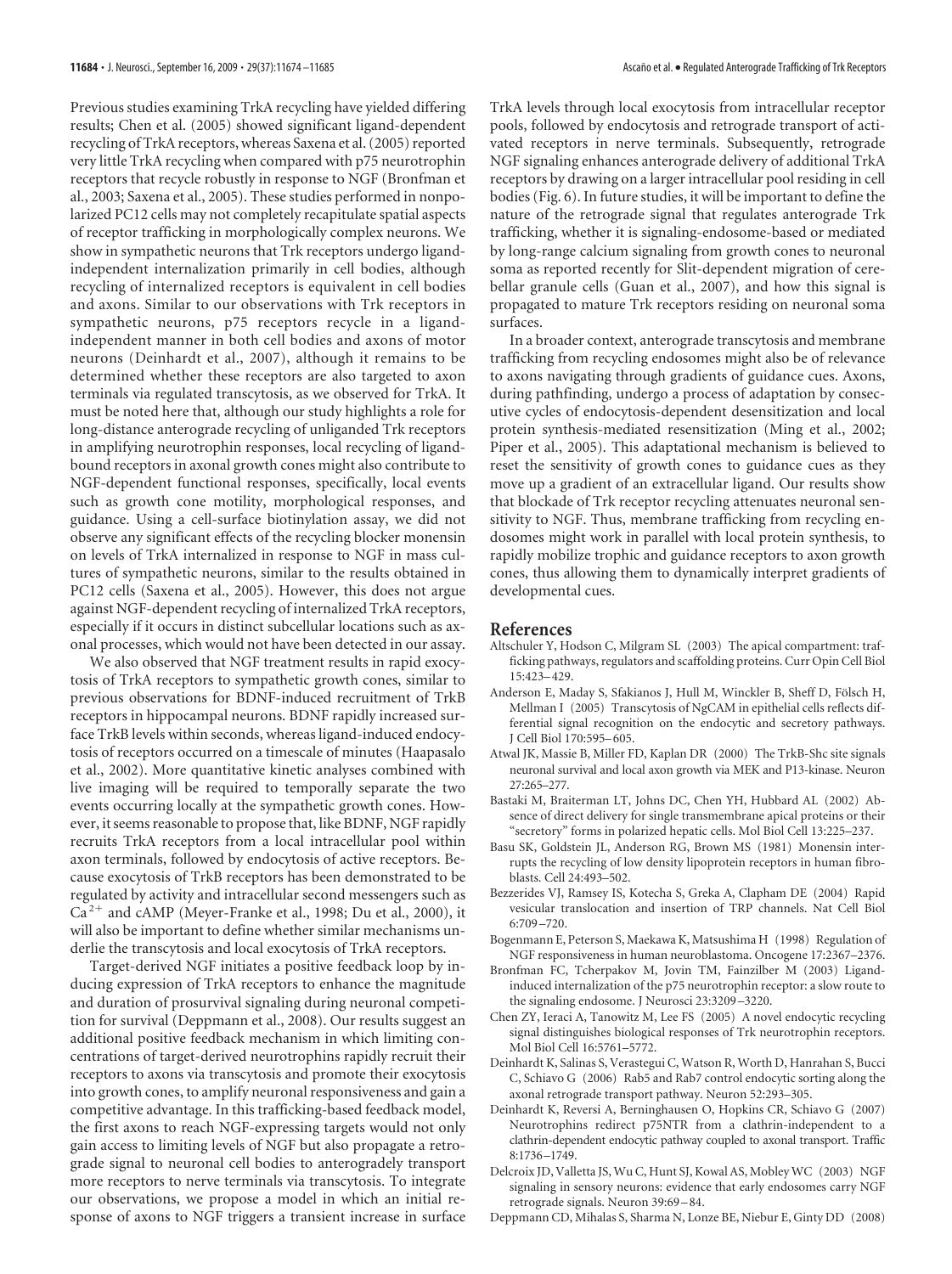Previous studies examining TrkA recycling have yielded differing results; Chen et al. (2005) showed significant ligand-dependent recycling of TrkA receptors, whereas Saxena et al. (2005) reported very little TrkA recycling when compared with p75 neurotrophin receptors that recycle robustly in response to NGF (Bronfman et al., 2003; Saxena et al., 2005). These studies performed in nonpolarized PC12 cells may not completely recapitulate spatial aspects of receptor trafficking in morphologically complex neurons. We show in sympathetic neurons that Trk receptors undergo ligand-independent internalization primarily in cell bodies, although recycling of internalized receptors is equivalent in cell bodies and axons. Similar to our observations with Trk receptors in sympathetic neurons, p75 receptors recycle in a ligand-independent manner in both cell bodies and axons of motor neurons (Deinhardt et al., 2007), although it remains to be determined whether these receptors are also targeted to axon terminals via regulated transcytosis, as we observed for TrkA. It must be noted here that, although our study highlights a role for long-distance anterograde recycling of unliganded Trk receptors in amplifying neurotrophin responses, local recycling of ligand-bound receptors in axonal growth cones might also contribute to NGF-dependent functional responses, specifically, local events such as growth cone motility, morphological responses, and guidance. Using a cell-surface biotinylation assay, we did not observe any significant effects of the recycling blocker monensin on levels of TrkA internalized in response to NGF in mass cultures of sympathetic neurons, similar to the results obtained in PC12 cells (Saxena et al., 2005). However, this does not argue against NGF-dependent recycling of internalized TrkA receptors, especially if it occurs in distinct subcellular locations such as axonal processes, which would not have been detected in our assay.

We also observed that NGF treatment results in rapid exocytosis of TrkA receptors to sympathetic growth cones, similar to previous observations for BDNF-induced recruitment of TrkB receptors in hippocampal neurons. BDNF rapidly increased surface TrkB levels within seconds, whereas ligand-induced endocytosis of receptors occurred on a timescale of minutes (Haapasalo et al., 2002). More quantitative kinetic analyses combined with live imaging will be required to temporally separate the two events occurring locally at the sympathetic growth cones. However, it seems reasonable to propose that, like BDNF, NGF rapidly recruits TrkA receptors from a local intracellular pool within axon terminals, followed by endocytosis of active receptors. Because exocytosis of TrkB receptors has been demonstrated to be regulated by activity and intracellular second messengers such as $Ca^{2+}$ and cAMP (Meyer-Franke et al., 1998; Du et al., 2000), it will also be important to define whether similar mechanisms underlie the transcytosis and local exocytosis of TrkA receptors.

Target-derived NGF initiates a positive feedback loop by inducing expression of TrkA receptors to enhance the magnitude and duration of prosurvival signaling during neuronal competition for survival (Deppmann et al., 2008). Our results suggest an additional positive feedback mechanism in which limiting concentrations of target-derived neurotrophins rapidly recruit their receptors to axons via transcytosis and promote their exocytosis into growth cones, to amplify neuronal responsiveness and gain a competitive advantage. In this trafficking-based feedback model, the first axons to reach NGF-expressing targets would not only gain access to limiting levels of NGF but also propagate a retrograde signal to neuronal cell bodies to anterogradely transport more receptors to nerve terminals via transcytosis. To integrate our observations, we propose a model in which an initial response of axons to NGF triggers a transient increase in surface TrkA levels through local exocytosis from intracellular receptor pools, followed by endocytosis and retrograde transport of activated receptors in nerve terminals. Subsequently, retrograde NGF signaling enhances anterograde delivery of additional TrkA receptors by drawing on a larger intracellular pool residing in cell bodies (Fig. 6). In future studies, it will be important to define the nature of the retrograde signal that regulates anterograde Trk trafficking, whether it is signaling-endosome-based or mediated by long-range calcium signaling from growth cones to neuronal soma as reported recently for Slit-dependent migration of cerebellar granule cells (Guan et al., 2007), and how this signal is propagated to mature Trk receptors residing on neuronal soma surfaces.

In a broader context, anterograde transcytosis and membrane trafficking from recycling endosomes might also be of relevance to axons navigating through gradients of guidance cues. Axons, during pathfinding, undergo a process of adaptation by consecutive cycles of endocytosis-dependent desensitization and local protein synthesis-mediated resensitization (Ming et al., 2002; Piper et al., 2005). This adaptational mechanism is believed to reset the sensitivity of growth cones to guidance cues as they move up a gradient of an extracellular ligand. Our results show that blockade of Trk receptor recycling attenuates neuronal sensitivity to NGF. Thus, membrane trafficking from recycling endosomes might work in parallel with local protein synthesis, to rapidly mobilize trophic and guidance receptors to axon growth cones, thus allowing them to dynamically interpret gradients of developmental cues.

## References

Altschuler Y, Hodson C, Milgram SL (2003) The apical compartment: trafficking pathways, regulators and scaffolding proteins. Curr Opin Cell Biol 15:423–429.

Anderson E, Maday S, Sfakianos J, Hull M, Winckler B, Sheff D, Fölsch H, Mellman I (2005) Transcytosis of NgCAM in epithelial cells reflects differential signal recognition on the endocytic and secretory pathways. J Cell Biol 170:595–605.

Atwal JK, Massie B, Miller FD, Kaplan DR (2000) The TrkB-Shc site signals neuronal survival and local axon growth via MEK and P13-kinase. Neuron 27:265–277.

Bastaki M, Braiterman LT, Johns DC, Chen YH, Hubbard AL (2002) Absence of direct delivery for single transmembrane apical proteins or their "secretory" forms in polarized hepatic cells. Mol Biol Cell 13:225–237.

Basu SK, Goldstein JL, Anderson RG, Brown MS (1981) Monensin interrupts the recycling of low density lipoprotein receptors in human fibroblasts. Cell 24:493–502.

Bezzerides VJ, Ramsey IS, Kotecha S, Greka A, Clapham DE (2004) Rapid vesicular translocation and insertion of TRP channels. Nat Cell Biol 6:709–720.

Bogenmann E, Peterson S, Maekawa K, Matsushima H (1998) Regulation of NGF responsiveness in human neuroblastoma. Oncogene 17:2367–2376.

Bronfman FC, Tcherpakov M, Jovin TM, Fainzilber M (2003) Ligand-induced internalization of the p75 neurotrophin receptor: a slow route to the signaling endosome. J Neurosci 23:3209–3220.

Chen ZY, Ieraci A, Tanowitz M, Lee FS (2005) A novel endocytic recycling signal distinguishes biological responses of Trk neurotrophin receptors. Mol Biol Cell 16:5761–5772.

Deinhardt K, Salinas S, Verastegui C, Watson R, Worth D, Hanrahan S, Bucci C, Schiavo G (2006) Rab5 and Rab7 control endocytic sorting along the axonal retrograde transport pathway. Neuron 52:293–305.

Deinhardt K, Reversi A, Berninghausen O, Hopkins CR, Schiavo G (2007) Neurotrophins redirect p75NTR from a clathrin-independent to a clathrin-dependent endocytic pathway coupled to axonal transport. Traffic 8:1736–1749.

Delcroix JD, Valletta JS, Wu C, Hunt SJ, Kowal AS, Mobley WC (2003) NGF signaling in sensory neurons: evidence that early endosomes carry NGF retrograde signals. Neuron 39:69–84.

Deppmann CD, Mihalas S, Sharma N, Lonze BE, Niebur E, Ginty DD (2008)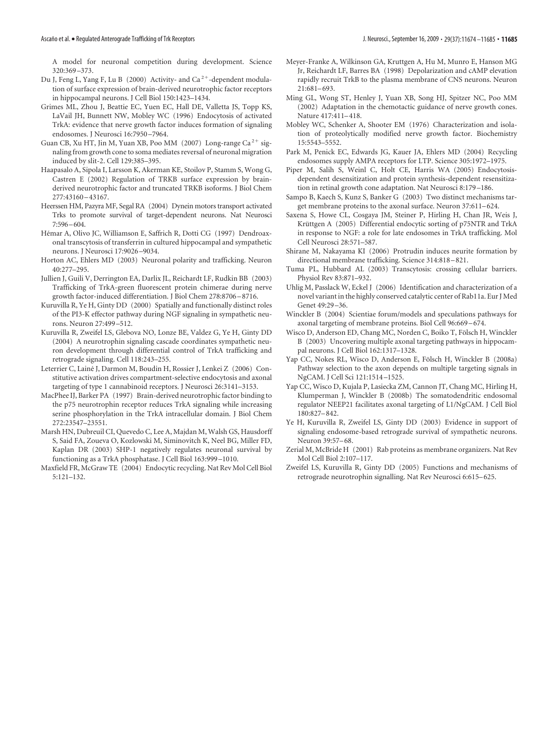A model for neuronal competition during development. Science 320:369–373.

Du J, Feng L, Yang F, Lu B (2000) Activity- and $Ca^{2+}$-dependent modulation of surface expression of brain-derived neurotrophic factor receptors in hippocampal neurons. J Cell Biol 150:1423–1434.

Grimes ML, Zhou J, Beattie EC, Yuen EC, Hall DE, Valletta JS, Topp KS, LaVail JH, Bunnett NW, Mobley WC (1996) Endocytosis of activated TrkA: evidence that nerve growth factor induces formation of signaling endosomes. J Neurosci 16:7950–7964.

Guan CB, Xu HT, Jin M, Yuan XB, Poo MM (2007) Long-range $Ca^{2+}$ signaling from growth cone to soma mediates reversal of neuronal migration induced by slit-2. Cell 129:385–395.

Haapasalo A, Sipola I, Larsson K, Akerman KE, Stoilov P, Stamm S, Wong G, Castren E (2002) Regulation of TRKB surface expression by brain-derived neurotrophic factor and truncated TRKB isoforms. J Biol Chem 277:43160–43167.

Heerssen HM, Pazyra MF, Segal RA (2004) Dynein motors transport activated Trks to promote survival of target-dependent neurons. Nat Neurosci 7:596–604.

Hémar A, Olivo JC, Williamson E, Saffrich R, Dotti CG (1997) Dendroaxonal transcytosis of transferrin in cultured hippocampal and sympathetic neurons. J Neurosci 17:9026–9034.

Horton AC, Ehlers MD (2003) Neuronal polarity and trafficking. Neuron 40:277–295.

Jullien J, Guili V, Derrington EA, Darlix JL, Reichardt LF, Rudkin BB (2003) Trafficking of TrkA-green fluorescent protein chimerae during nerve growth factor-induced differentiation. J Biol Chem 278:8706–8716.

Kuruvilla R, Ye H, Ginty DD (2000) Spatially and functionally distinct roles of the PI3-K effector pathway during NGF signaling in sympathetic neurons. Neuron 27:499–512.

Kuruvilla R, Zweifel LS, Glebova NO, Lonze BE, Valdez G, Ye H, Ginty DD (2004) A neurotrophin signaling cascade coordinates sympathetic neuron development through differential control of TrkA trafficking and retrograde signaling. Cell 118:243–255.

Leterrier C, Lainé J, Darmon M, Boudin H, Rossier J, Lenkei Z (2006) Constitutive activation drives compartment-selective endocytosis and axonal targeting of type 1 cannabinoid receptors. J Neurosci 26:3141–3153.

MacPhee IJ, Barker PA (1997) Brain-derived neurotrophic factor binding to the p75 neurotrophin receptor reduces TrkA signaling while increasing serine phosphorylation in the TrkA intracellular domain. J Biol Chem 272:23547–23551.

Marsh HN, Dubreuil CI, Quevedo C, Lee A, Majdan M, Walsh GS, Hausdorff S, Said FA, Zoueva O, Kozlowski M, Siminovitch K, Neel BG, Miller FD, Kaplan DR (2003) SHP-1 negatively regulates neuronal survival by functioning as a TrkA phosphatase. J Cell Biol 163:999–1010.

Maxfield FR, McGraw TE (2004) Endocytic recycling. Nat Rev Mol Cell Biol 5:121–132.

Meyer-Franke A, Wilkinson GA, Kruttgen A, Hu M, Munro E, Hanson MG Jr, Reichardt LF, Barres BA (1998) Depolarization and cAMP elevation rapidly recruit TrkB to the plasma membrane of CNS neurons. Neuron 21:681–693.

Ming GL, Wong ST, Henley J, Yuan XB, Song HJ, Spitzer NC, Poo MM (2002) Adaptation in the chemotactic guidance of nerve growth cones. Nature 417:411–418.

Mobley WC, Schenker A, Shooter EM (1976) Characterization and isolation of proteolytically modified nerve growth factor. Biochemistry 15:5543–5552.

Park M, Penick EC, Edwards JG, Kauer JA, Ehlers MD (2004) Recycling endosomes supply AMPA receptors for LTP. Science 305:1972–1975.

Piper M, Salih S, Weinl C, Holt CE, Harris WA (2005) Endocytosis-dependent desensitization and protein synthesis-dependent resensitization in retinal growth cone adaptation. Nat Neurosci 8:179–186.

Sampo B, Kaech S, Kunz S, Banker G (2003) Two distinct mechanisms target membrane proteins to the axonal surface. Neuron 37:611–624.

Saxena S, Howe CL, Cosgaya JM, Steiner P, Hirling H, Chan JR, Weis J, Krüttgen A (2005) Differential endocytic sorting of p75NTR and TrkA in response to NGF: a role for late endosomes in TrkA trafficking. Mol Cell Neurosci 28:571–587.

Shirane M, Nakayama KI (2006) Protrudin induces neurite formation by directional membrane trafficking. Science 314:818–821.

Tuma PL, Hubbard AL (2003) Transcytosis: crossing cellular barriers. Physiol Rev 83:871–932.

Uhlig M, Passlack W, Eckel J (2006) Identification and characterization of a novel variant in the highly conserved catalytic center of Rab11a. Eur J Med Genet 49:29–36.

Winckler B (2004) Scientiae forum/models and speculations pathways for axonal targeting of membrane proteins. Biol Cell 96:669–674.

Wisco D, Anderson ED, Chang MC, Norden C, Boiko T, Fölsch H, Winckler B (2003) Uncovering multiple axonal targeting pathways in hippocampal neurons. J Cell Biol 162:1317–1328.

Yap CC, Nokes RL, Wisco D, Anderson E, Fölsch H, Winckler B (2008a) Pathway selection to the axon depends on multiple targeting signals in NgCAM. J Cell Sci 121:1514–1525.

Yap CC, Wisco D, Kujala P, Lasiecka ZM, Cannon JT, Chang MC, Hirling H, Klumperman J, Winckler B (2008b) The somatodendritic endosomal regulator NEEP21 facilitates axonal targeting of L1/NgCAM. J Cell Biol 180:827–842.

Ye H, Kuruvilla R, Zweifel LS, Ginty DD (2003) Evidence in support of signaling endosome-based retrograde survival of sympathetic neurons. Neuron 39:57–68.

Zerial M, McBride H (2001) Rab proteins as membrane organizers. Nat Rev Mol Cell Biol 2:107–117.

Zweifel LS, Kuruvilla R, Ginty DD (2005) Functions and mechanisms of retrograde neurotrophin signalling. Nat Rev Neurosci 6:615–625.